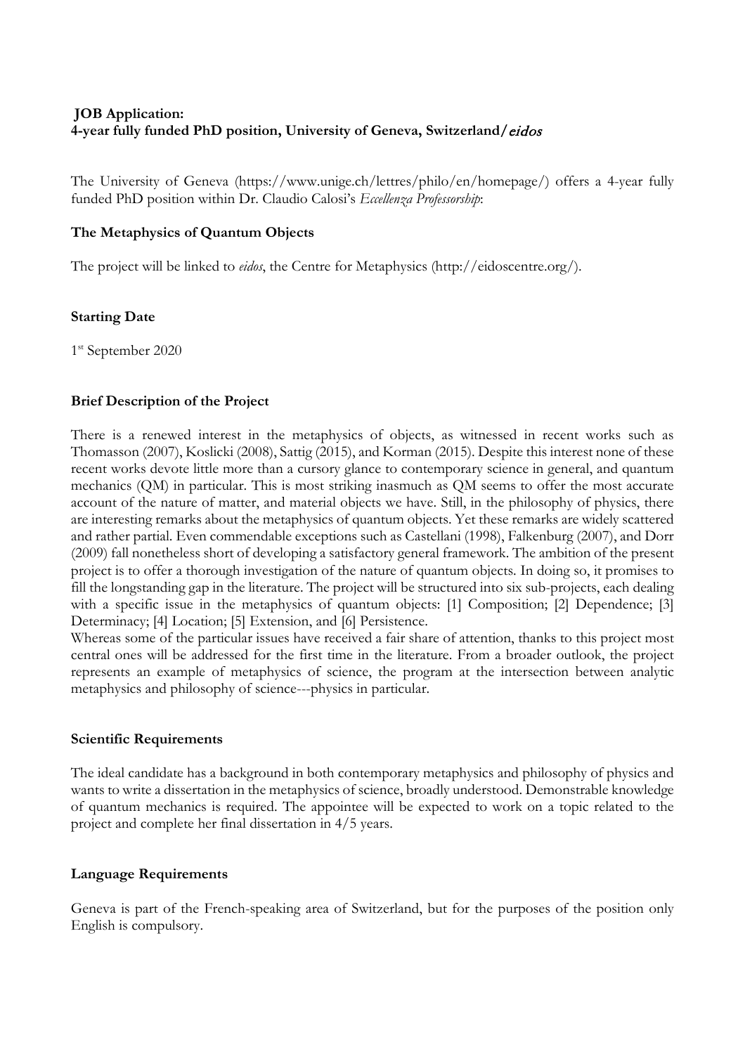**JOB Application:**
**4-year fully funded PhD position, University of Geneva, Switzerland/*eidos***

The University of Geneva (https://www.unige.ch/lettres/philo/en/homepage/) offers a 4-year fully funded PhD position within Dr. Claudio Calosi's *Eccellenza Professorship*:

**The Metaphysics of Quantum Objects**

The project will be linked to *eidos*, the Centre for Metaphysics (http://eidoscentre.org/).

**Starting Date**

1st September 2020

**Brief Description of the Project**

There is a renewed interest in the metaphysics of objects, as witnessed in recent works such as Thomasson (2007), Koslicki (2008), Sattig (2015), and Korman (2015). Despite this interest none of these recent works devote little more than a cursory glance to contemporary science in general, and quantum mechanics (QM) in particular. This is most striking inasmuch as QM seems to offer the most accurate account of the nature of matter, and material objects we have. Still, in the philosophy of physics, there are interesting remarks about the metaphysics of quantum objects. Yet these remarks are widely scattered and rather partial. Even commendable exceptions such as Castellani (1998), Falkenburg (2007), and Dorr (2009) fall nonetheless short of developing a satisfactory general framework. The ambition of the present project is to offer a thorough investigation of the nature of quantum objects. In doing so, it promises to fill the longstanding gap in the literature. The project will be structured into six sub-projects, each dealing with a specific issue in the metaphysics of quantum objects: [1] Composition; [2] Dependence; [3] Determinacy; [4] Location; [5] Extension, and [6] Persistence.
Whereas some of the particular issues have received a fair share of attention, thanks to this project most central ones will be addressed for the first time in the literature. From a broader outlook, the project represents an example of metaphysics of science, the program at the intersection between analytic metaphysics and philosophy of science---physics in particular.

**Scientific Requirements**

The ideal candidate has a background in both contemporary metaphysics and philosophy of physics and wants to write a dissertation in the metaphysics of science, broadly understood. Demonstrable knowledge of quantum mechanics is required. The appointee will be expected to work on a topic related to the project and complete her final dissertation in 4/5 years.

**Language Requirements**

Geneva is part of the French-speaking area of Switzerland, but for the purposes of the position only English is compulsory.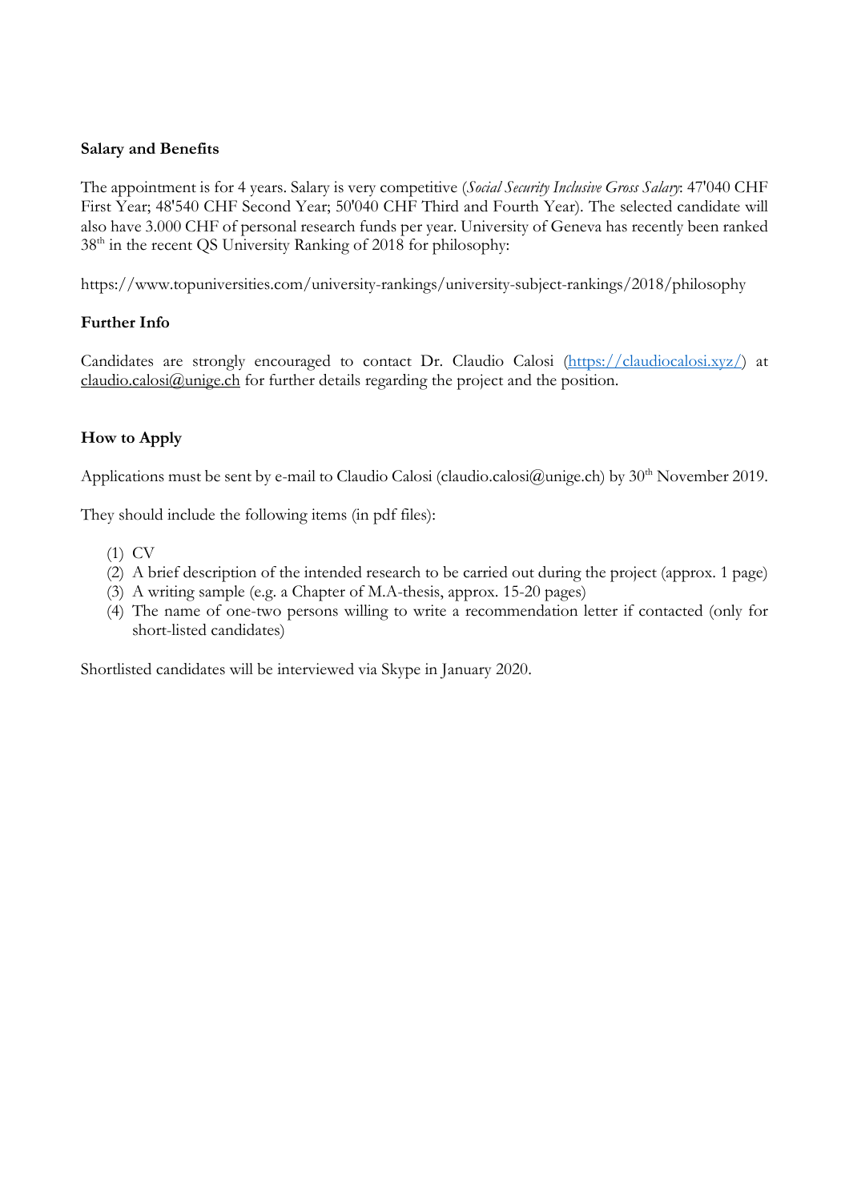**Salary and Benefits**

The appointment is for 4 years. Salary is very competitive (*Social Security Inclusive Gross Salary*: 47'040 CHF First Year; 48'540 CHF Second Year; 50'040 CHF Third and Fourth Year). The selected candidate will also have 3.000 CHF of personal research funds per year. University of Geneva has recently been ranked 38th in the recent QS University Ranking of 2018 for philosophy:

https://www.topuniversities.com/university-rankings/university-subject-rankings/2018/philosophy

**Further Info**

Candidates are strongly encouraged to contact Dr. Claudio Calosi (https://claudiocalosi.xyz/) at claudio.calosi@unige.ch for further details regarding the project and the position.

**How to Apply**

Applications must be sent by e-mail to Claudio Calosi (claudio.calosi@unige.ch) by 30th November 2019.

They should include the following items (in pdf files):

(1) CV
(2) A brief description of the intended research to be carried out during the project (approx. 1 page)
(3) A writing sample (e.g. a Chapter of M.A-thesis, approx. 15-20 pages)
(4) The name of one-two persons willing to write a recommendation letter if contacted (only for short-listed candidates)

Shortlisted candidates will be interviewed via Skype in January 2020.